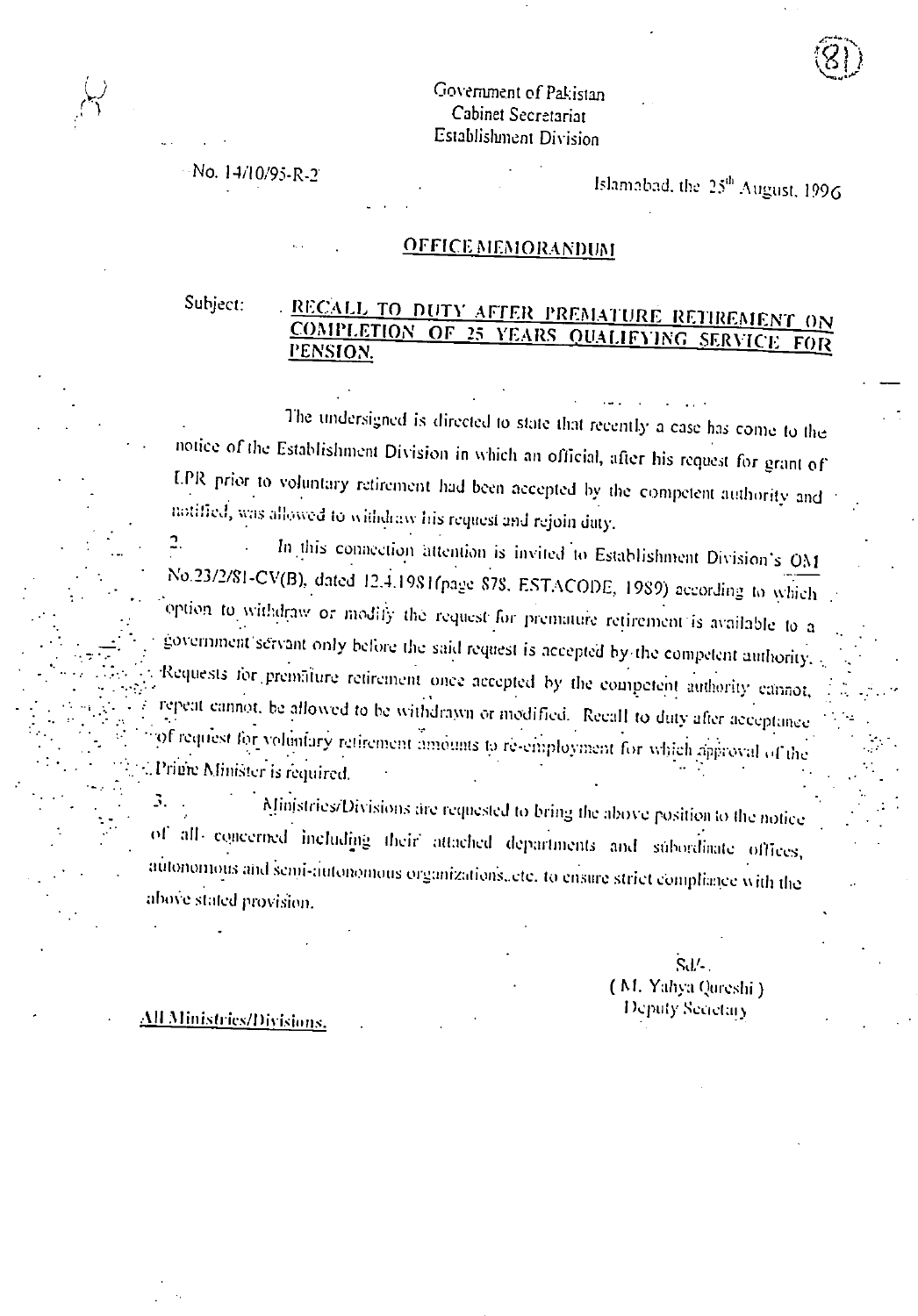Government of Pakistan
Cabinet Secretariat
Establishment Division

No. 14/10/95-R-2

Islamabad, the 25th August, 1996

**OFFICE MEMORANDUM**

Subject: **RECALL TO DUTY AFTER PREMATURE RETIREMENT ON COMPLETION OF 25 YEARS QUALIFYING SERVICE FOR PENSION.**

The undersigned is directed to state that recently a case has come to the notice of the Establishment Division in which an official, after his request for grant of LPR prior to voluntary retirement had been accepted by the competent authority and notified, was allowed to withdraw his request and rejoin duty.

2. In this connection attention is invited to Establishment Division's OM No.23/2/81-CV(B), dated 12.4.1981(page 878, ESTACODE, 1989) according to which option to withdraw or modify the request for premature retirement is available to a government servant only before the said request is accepted by the competent authority. Requests for premature retirement once accepted by the competent authority cannot, repeat cannot, be allowed to be withdrawn or modified. Recall to duty after acceptance of request for voluntary retirement amounts to re-employment for which approval of the Prime Minister is required.

3. Ministries/Divisions are requested to bring the above position to the notice of all concerned including their attached departments and subordinate offices, autonomous and semi-autonomous organizations, etc. to ensure strict compliance with the above stated provision.

Sd/-
( M. Yahya Qureshi )
Deputy Secretary

All Ministries/Divisions.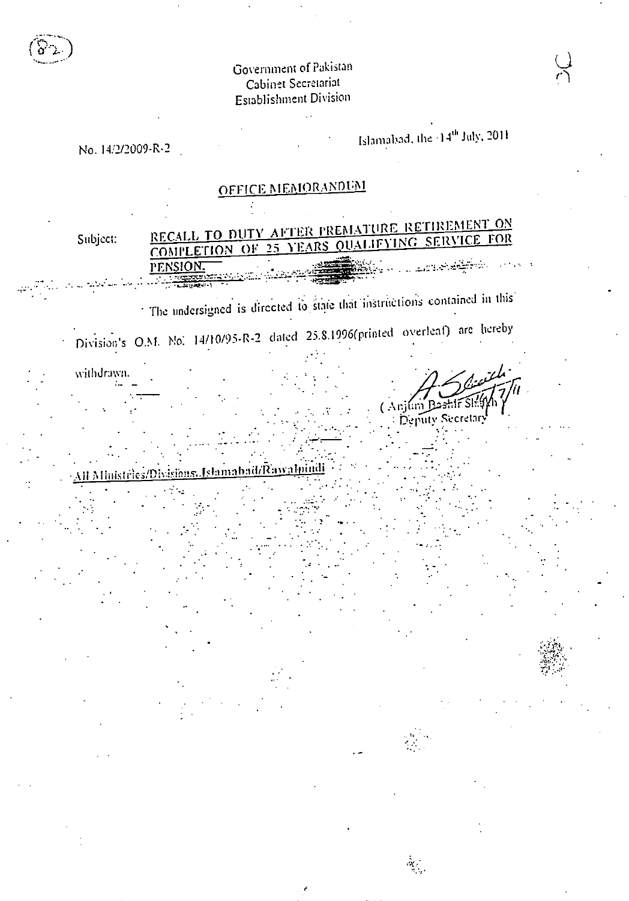Government of Pakistan
Cabinet Secretariat
Establishment Division

No. 14/2/2009-R-2

Islamabad, the 14th July, 2011

## OFFICE MEMORANDUM

Subject: **RECALL TO DUTY AFTER PREMATURE RETIREMENT ON COMPLETION OF 25 YEARS QUALIFYING SERVICE FOR PENSION.**

The undersigned is directed to state that instructions contained in this Division's O.M. No. 14/10/95-R-2 dated 25.8.1996(printed overleaf) are hereby withdrawn.

(Anjum Bashir Shaikh)
Deputy Secretary

All Ministries/Divisions, Islamabad/Rawalpindi